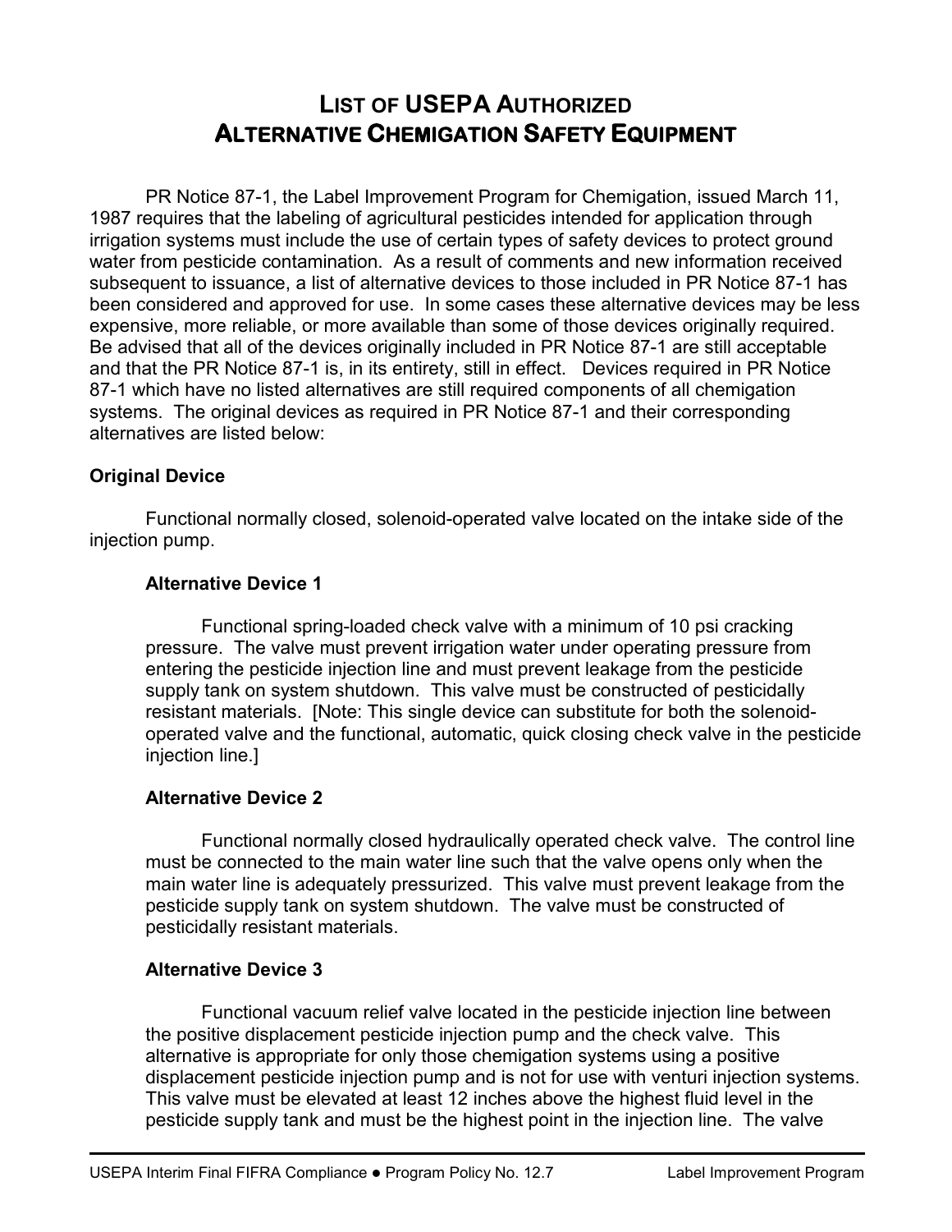# List of USEPA Authorized Alternative Chemigation Safety Equipment

PR Notice 87-1, the Label Improvement Program for Chemigation, issued March 11, 1987 requires that the labeling of agricultural pesticides intended for application through irrigation systems must include the use of certain types of safety devices to protect ground water from pesticide contamination. As a result of comments and new information received subsequent to issuance, a list of alternative devices to those included in PR Notice 87-1 has been considered and approved for use. In some cases these alternative devices may be less expensive, more reliable, or more available than some of those devices originally required. Be advised that all of the devices originally included in PR Notice 87-1 are still acceptable and that the PR Notice 87-1 is, in its entirety, still in effect. Devices required in PR Notice 87-1 which have no listed alternatives are still required components of all chemigation systems. The original devices as required in PR Notice 87-1 and their corresponding alternatives are listed below:

## Original Device

Functional normally closed, solenoid-operated valve located on the intake side of the injection pump.

### Alternative Device 1

Functional spring-loaded check valve with a minimum of 10 psi cracking pressure. The valve must prevent irrigation water under operating pressure from entering the pesticide injection line and must prevent leakage from the pesticide supply tank on system shutdown. This valve must be constructed of pesticidally resistant materials. [Note: This single device can substitute for both the solenoid-operated valve and the functional, automatic, quick closing check valve in the pesticide injection line.]

### Alternative Device 2

Functional normally closed hydraulically operated check valve. The control line must be connected to the main water line such that the valve opens only when the main water line is adequately pressurized. This valve must prevent leakage from the pesticide supply tank on system shutdown. The valve must be constructed of pesticidally resistant materials.

### Alternative Device 3

Functional vacuum relief valve located in the pesticide injection line between the positive displacement pesticide injection pump and the check valve. This alternative is appropriate for only those chemigation systems using a positive displacement pesticide injection pump and is not for use with venturi injection systems. This valve must be elevated at least 12 inches above the highest fluid level in the pesticide supply tank and must be the highest point in the injection line. The valve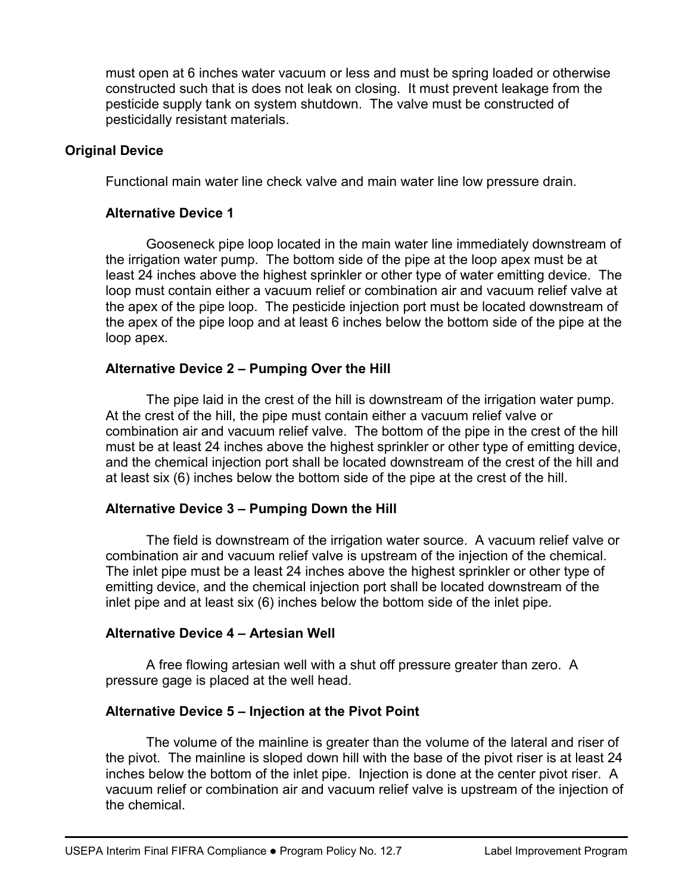must open at 6 inches water vacuum or less and must be spring loaded or otherwise constructed such that is does not leak on closing. It must prevent leakage from the pesticide supply tank on system shutdown. The valve must be constructed of pesticidally resistant materials.

### Original Device

Functional main water line check valve and main water line low pressure drain.

#### Alternative Device 1

Gooseneck pipe loop located in the main water line immediately downstream of the irrigation water pump. The bottom side of the pipe at the loop apex must be at least 24 inches above the highest sprinkler or other type of water emitting device. The loop must contain either a vacuum relief or combination air and vacuum relief valve at the apex of the pipe loop. The pesticide injection port must be located downstream of the apex of the pipe loop and at least 6 inches below the bottom side of the pipe at the loop apex.

#### Alternative Device 2 – Pumping Over the Hill

The pipe laid in the crest of the hill is downstream of the irrigation water pump. At the crest of the hill, the pipe must contain either a vacuum relief valve or combination air and vacuum relief valve. The bottom of the pipe in the crest of the hill must be at least 24 inches above the highest sprinkler or other type of emitting device, and the chemical injection port shall be located downstream of the crest of the hill and at least six (6) inches below the bottom side of the pipe at the crest of the hill.

#### Alternative Device 3 – Pumping Down the Hill

The field is downstream of the irrigation water source. A vacuum relief valve or combination air and vacuum relief valve is upstream of the injection of the chemical. The inlet pipe must be a least 24 inches above the highest sprinkler or other type of emitting device, and the chemical injection port shall be located downstream of the inlet pipe and at least six (6) inches below the bottom side of the inlet pipe.

#### Alternative Device 4 – Artesian Well

A free flowing artesian well with a shut off pressure greater than zero. A pressure gage is placed at the well head.

#### Alternative Device 5 – Injection at the Pivot Point

The volume of the mainline is greater than the volume of the lateral and riser of the pivot. The mainline is sloped down hill with the base of the pivot riser is at least 24 inches below the bottom of the inlet pipe. Injection is done at the center pivot riser. A vacuum relief or combination air and vacuum relief valve is upstream of the injection of the chemical.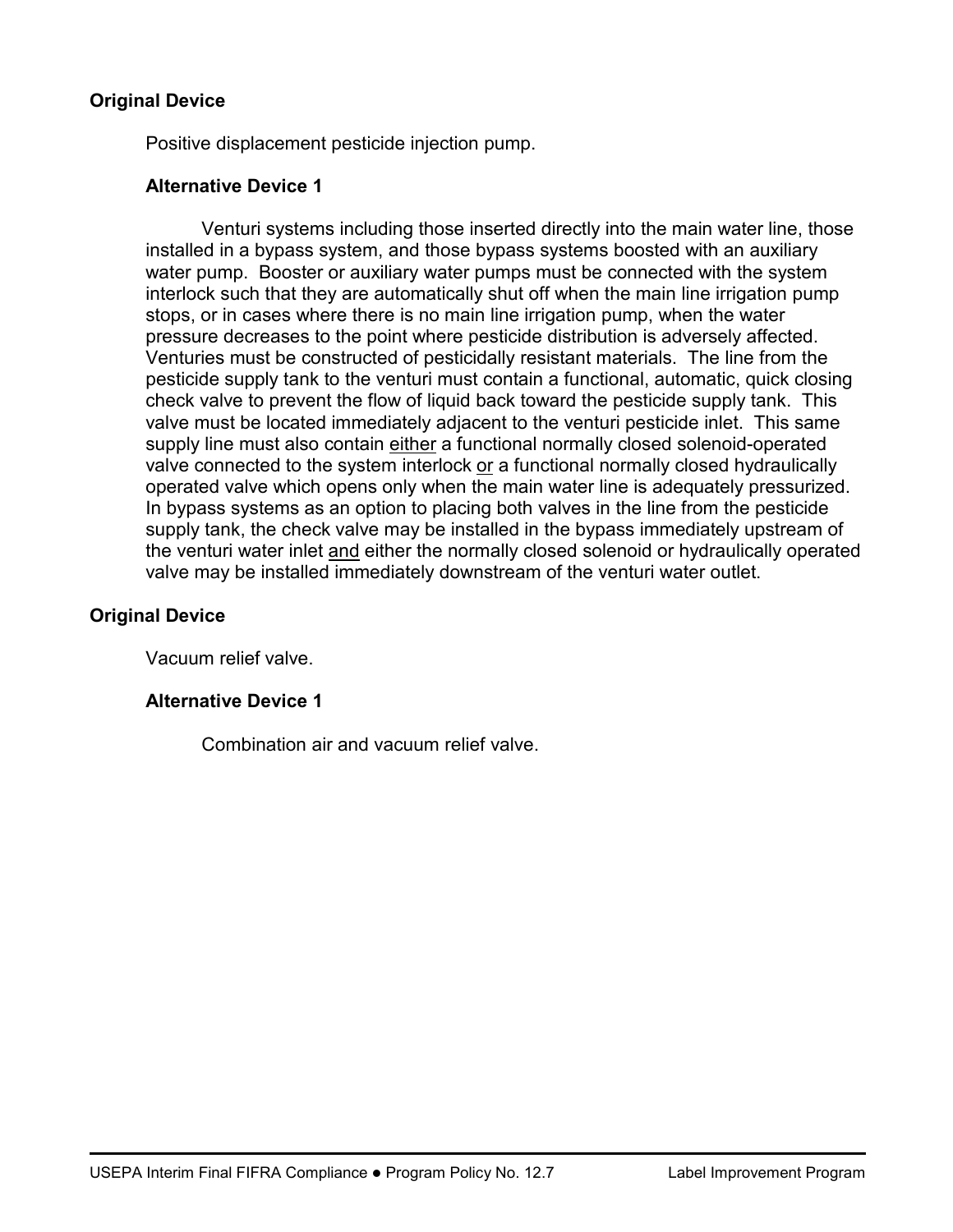**Original Device**

Positive displacement pesticide injection pump.

**Alternative Device 1**

Venturi systems including those inserted directly into the main water line, those installed in a bypass system, and those bypass systems boosted with an auxiliary water pump. Booster or auxiliary water pumps must be connected with the system interlock such that they are automatically shut off when the main line irrigation pump stops, or in cases where there is no main line irrigation pump, when the water pressure decreases to the point where pesticide distribution is adversely affected. Venturies must be constructed of pesticidally resistant materials. The line from the pesticide supply tank to the venturi must contain a functional, automatic, quick closing check valve to prevent the flow of liquid back toward the pesticide supply tank. This valve must be located immediately adjacent to the venturi pesticide inlet. This same supply line must also contain <u>either</u> a functional normally closed solenoid-operated valve connected to the system interlock <u>or</u> a functional normally closed hydraulically operated valve which opens only when the main water line is adequately pressurized. In bypass systems as an option to placing both valves in the line from the pesticide supply tank, the check valve may be installed in the bypass immediately upstream of the venturi water inlet <u>and</u> either the normally closed solenoid or hydraulically operated valve may be installed immediately downstream of the venturi water outlet.

**Original Device**

Vacuum relief valve.

**Alternative Device 1**

Combination air and vacuum relief valve.